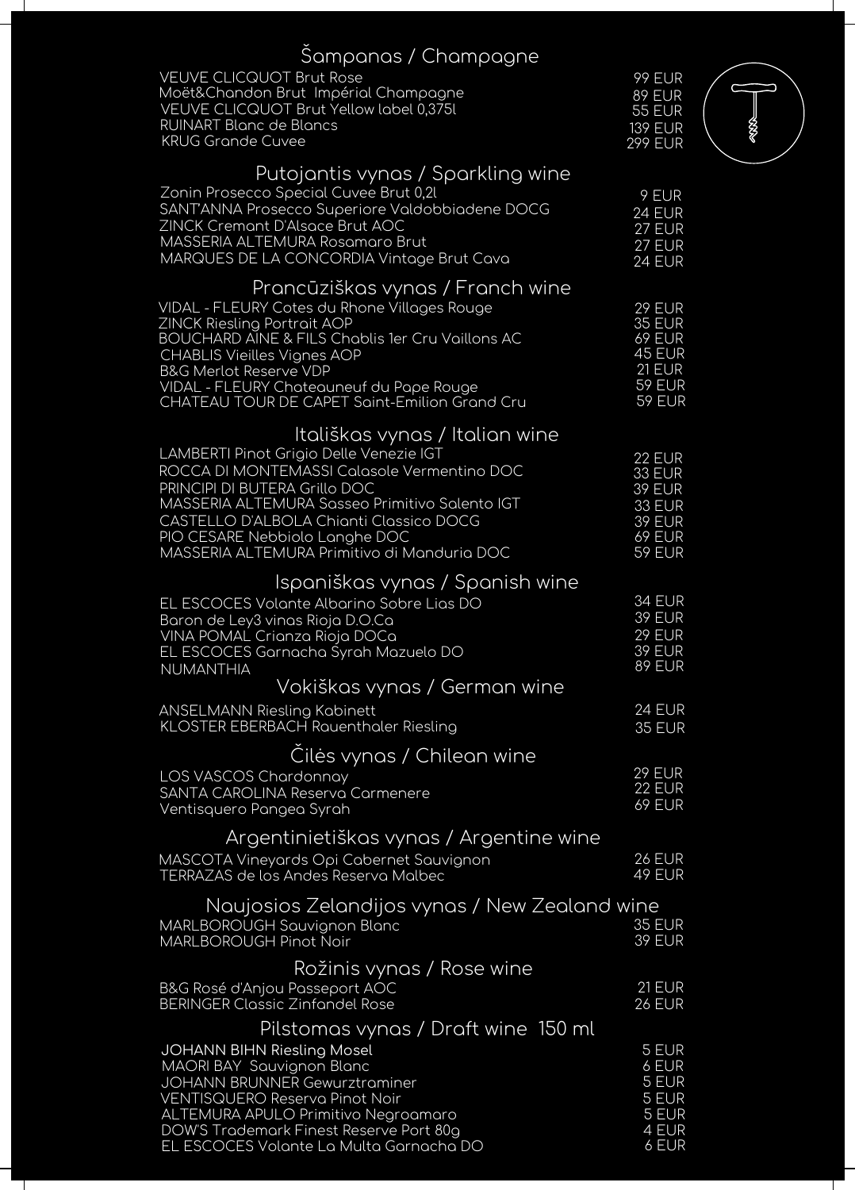## Šampanas / Champagne

| | |
|---|---|
| VEUVE CLICQUOT Brut Rose | 99 EUR |
| Moët&Chandon Brut Impérial Champagne | 89 EUR |
| VEUVE CLICQUOT Brut Yellow label 0,375l | 55 EUR |
| RUINART Blanc de Blancs | 139 EUR |
| KRUG Grande Cuvee | 299 EUR |

## Putojantis vynas / Sparkling wine

| | |
|---|---|
| Zonin Prosecco Special Cuvee Brut 0,2l | 9 EUR |
| SANT'ANNA Prosecco Superiore Valdobbiadene DOCG | 24 EUR |
| ZINCK Cremant D'Alsace Brut AOC | 27 EUR |
| MASSERIA ALTEMURA Rosamaro Brut | 27 EUR |
| MARQUES DE LA CONCORDIA Vintage Brut Cava | 24 EUR |

## Prancūziškas vynas / Franch wine

| | |
|---|---|
| VIDAL - FLEURY Cotes du Rhone Villages Rouge | 29 EUR |
| ZINCK Riesling Portrait AOP | 35 EUR |
| BOUCHARD AINE & FILS Chablis 1er Cru Vaillons AC | 69 EUR |
| CHABLIS Vieilles Vignes AOP | 45 EUR |
| B&G Merlot Reserve VDP | 21 EUR |
| VIDAL - FLEURY Chateauneuf du Pape Rouge | 59 EUR |
| CHATEAU TOUR DE CAPET Saint-Emilion Grand Cru | 59 EUR |

## Itališkas vynas / Italian wine

| | |
|---|---|
| LAMBERTI Pinot Grigio Delle Venezie IGT | 22 EUR |
| ROCCA DI MONTEMASSI Calasole Vermentino DOC | 33 EUR |
| PRINCIPI DI BUTERA Grillo DOC | 39 EUR |
| MASSERIA ALTEMURA Sasseo Primitivo Salento IGT | 33 EUR |
| CASTELLO D'ALBOLA Chianti Classico DOCG | 39 EUR |
| PIO CESARE Nebbiolo Langhe DOC | 69 EUR |
| MASSERIA ALTEMURA Primitivo di Manduria DOC | 59 EUR |

## Ispaniškas vynas / Spanish wine

| | |
|---|---|
| EL ESCOCES Volante Albarino Sobre Lias DO | 34 EUR |
| Baron de Ley3 vinas Rioja D.O.Ca | 39 EUR |
| VINA POMAL Crianza Rioja DOCa | 29 EUR |
| EL ESCOCES Garnacha Syrah Mazuelo DO | 39 EUR |
| NUMANTHIA | 89 EUR |

## Vokiškas vynas / German wine

| | |
|---|---|
| ANSELMANN Riesling Kabinett | 24 EUR |
| KLOSTER EBERBACH Rauenthaler Riesling | 35 EUR |

## Čilės vynas / Chilean wine

| | |
|---|---|
| LOS VASCOS Chardonnay | 29 EUR |
| SANTA CAROLINA Reserva Carmenere | 22 EUR |
| Ventisquero Pangea Syrah | 69 EUR |

## Argentinietiškas vynas / Argentine wine

| | |
|---|---|
| MASCOTA Vineyards Opi Cabernet Sauvignon | 26 EUR |
| TERRAZAS de los Andes Reserva Malbec | 49 EUR |

## Naujosios Zelandijos vynas / New Zealand wine

| | |
|---|---|
| MARLBOROUGH Sauvignon Blanc | 35 EUR |
| MARLBOROUGH Pinot Noir | 39 EUR |

## Rožinis vynas / Rose wine

| | |
|---|---|
| B&G Rosé d'Anjou Passeport AOC | 21 EUR |
| BERINGER Classic Zinfandel Rose | 26 EUR |

## Pilstomas vynas / Draft wine 150 ml

| | |
|---|---|
| **JOHANN BIHN Riesling Mosel** | 5 EUR |
| MAORI BAY Sauvignon Blanc | 6 EUR |
| JOHANN BRUNNER Gewurztraminer | 5 EUR |
| VENTISQUERO Reserva Pinot Noir | 5 EUR |
| ALTEMURA APULO Primitivo Negroamaro | 5 EUR |
| DOW'S Trademark Finest Reserve Port 80g | 4 EUR |
| EL ESCOCES Volante La Multa Garnacha DO | 6 EUR |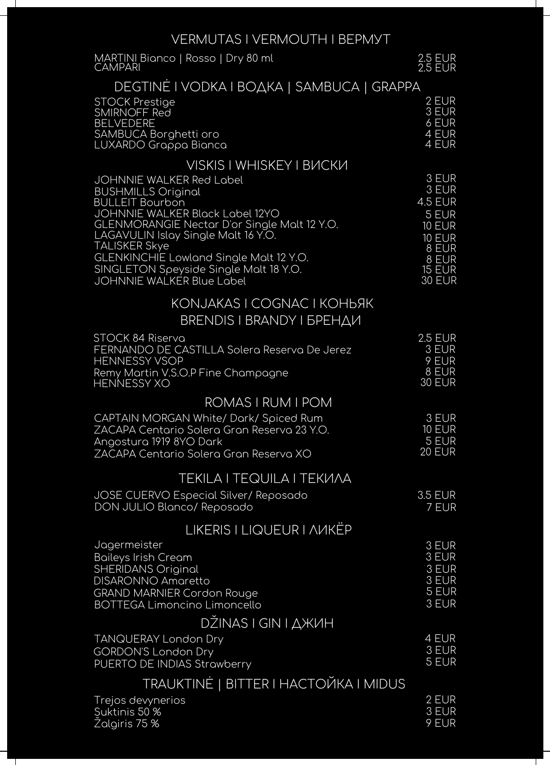## VERMUTAS I VERMOUTH I ВЕРМУТ

| | |
|---|---|
| MARTINI Bianco \| Rosso \| Dry 80 ml | 2.5 EUR |
| CAMPARI | 2.5 EUR |

## DEGTINĖ I VODKA I ВОДКА | SAMBUCA | GRAPPA

| | |
|---|---|
| STOCK Prestige | 2 EUR |
| SMIRNOFF Red | 3 EUR |
| BELVEDERE | 6 EUR |
| SAMBUCA Borghetti oro | 4 EUR |
| LUXARDO Grappa Bianca | 4 EUR |

## VISKIS I WHISKEY I ВИСКИ

| | |
|---|---|
| JOHNNIE WALKER Red Label | 3 EUR |
| BUSHMILLS Original | 3 EUR |
| BULLEIT Bourbon | 4.5 EUR |
| JOHNNIE WALKER Black Label 12YO | 5 EUR |
| GLENMORANGIE Nectar D'or Single Malt 12 Y.O. | 10 EUR |
| LAGAVULIN Islay Single Malt 16 Y.O. | 10 EUR |
| TALISKER Skye | 8 EUR |
| GLENKINCHIE Lowland Single Malt 12 Y.O. | 8 EUR |
| SINGLETON Speyside Single Malt 18 Y.O. | 15 EUR |
| JOHNNIE WALKER Blue Label | 30 EUR |

## KONJAKAS I COGNAC I КОНЬЯК
## BRENDIS I BRANDY I БРЕНДИ

| | |
|---|---|
| STOCK 84 Riserva | 2.5 EUR |
| FERNANDO DE CASTILLA Solera Reserva De Jerez | 3 EUR |
| HENNESSY VSOP | 9 EUR |
| Remy Martin V.S.O.P Fine Champagne | 8 EUR |
| HENNESSY XO | 30 EUR |

## ROMAS I RUM I РОМ

| | |
|---|---|
| CAPTAIN MORGAN White/ Dark/ Spiced Rum | 3 EUR |
| ZACAPA Centario Solera Gran Reserva 23 Y.O. | 10 EUR |
| Angostura 1919 8YO Dark | 5 EUR |
| ZACAPA Centario Solera Gran Reserva XO | 20 EUR |

## TEKILA I TEQUILA I ТЕКИЛА

| | |
|---|---|
| JOSE CUERVO Especial Silver/ Reposado | 3.5 EUR |
| DON JULIO Blanco/ Reposado | 7 EUR |

## LIKERIS I LIQUEUR I ЛИКЁР

| | |
|---|---|
| Jagermeister | 3 EUR |
| Baileys Irish Cream | 3 EUR |
| SHERIDANS Original | 3 EUR |
| DISARONNO Amaretto | 3 EUR |
| GRAND MARNIER Cordon Rouge | 5 EUR |
| BOTTEGA Limoncino Limoncello | 3 EUR |

## DŽINAS I GIN I ДЖИН

| | |
|---|---|
| TANQUERAY London Dry | 4 EUR |
| GORDON'S London Dry | 3 EUR |
| PUERTO DE INDIAS Strawberry | 5 EUR |

## TRAUKTINĖ | BITTER I НАСТОЙКА I MIDUS

| | |
|---|---|
| Trejos devynerios | 2 EUR |
| Suktinis 50 % | 3 EUR |
| Žalgiris 75 % | 9 EUR |